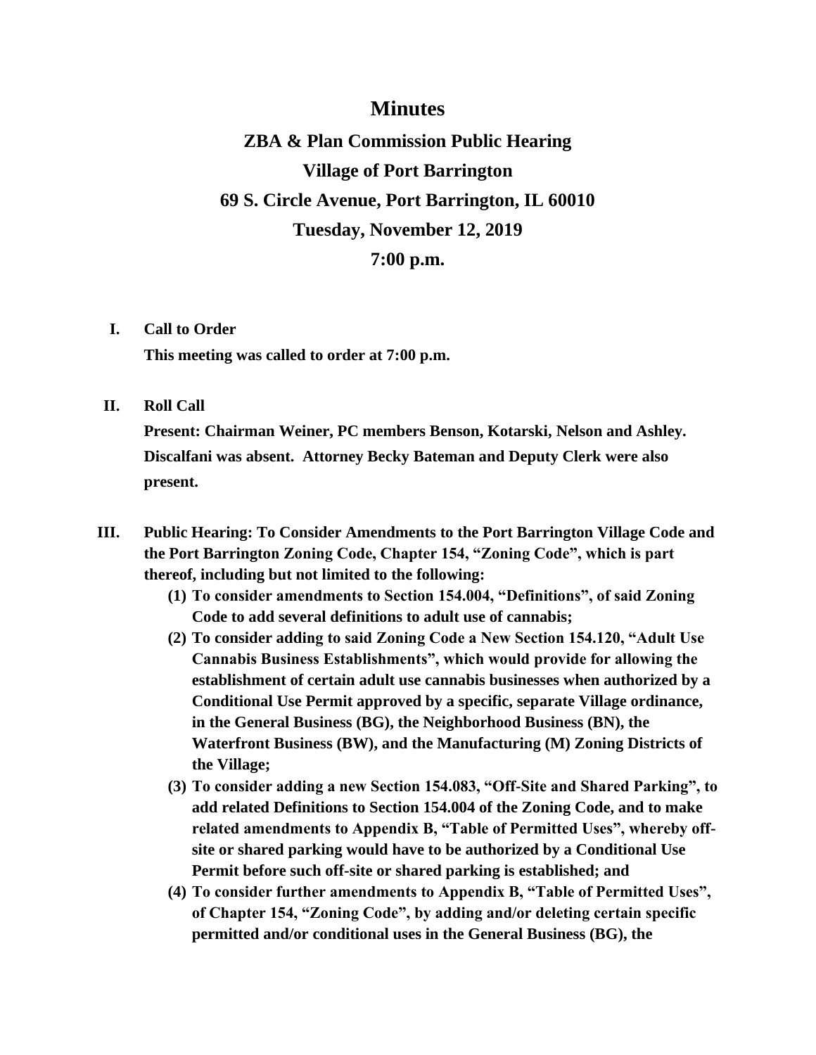# Minutes

## ZBA & Plan Commission Public Hearing

## Village of Port Barrington

## 69 S. Circle Avenue, Port Barrington, IL 60010

## Tuesday, November 12, 2019

## 7:00 p.m.

I. **Call to Order**

**This meeting was called to order at 7:00 p.m.**

II. **Roll Call**

**Present: Chairman Weiner, PC members Benson, Kotarski, Nelson and Ashley. Discalfani was absent. Attorney Becky Bateman and Deputy Clerk were also present.**

III. **Public Hearing: To Consider Amendments to the Port Barrington Village Code and the Port Barrington Zoning Code, Chapter 154, "Zoning Code", which is part thereof, including but not limited to the following:**

**(1) To consider amendments to Section 154.004, "Definitions", of said Zoning Code to add several definitions to adult use of cannabis;**

**(2) To consider adding to said Zoning Code a New Section 154.120, "Adult Use Cannabis Business Establishments", which would provide for allowing the establishment of certain adult use cannabis businesses when authorized by a Conditional Use Permit approved by a specific, separate Village ordinance, in the General Business (BG), the Neighborhood Business (BN), the Waterfront Business (BW), and the Manufacturing (M) Zoning Districts of the Village;**

**(3) To consider adding a new Section 154.083, "Off-Site and Shared Parking", to add related Definitions to Section 154.004 of the Zoning Code, and to make related amendments to Appendix B, "Table of Permitted Uses", whereby off-site or shared parking would have to be authorized by a Conditional Use Permit before such off-site or shared parking is established; and**

**(4) To consider further amendments to Appendix B, "Table of Permitted Uses", of Chapter 154, "Zoning Code", by adding and/or deleting certain specific permitted and/or conditional uses in the General Business (BG), the**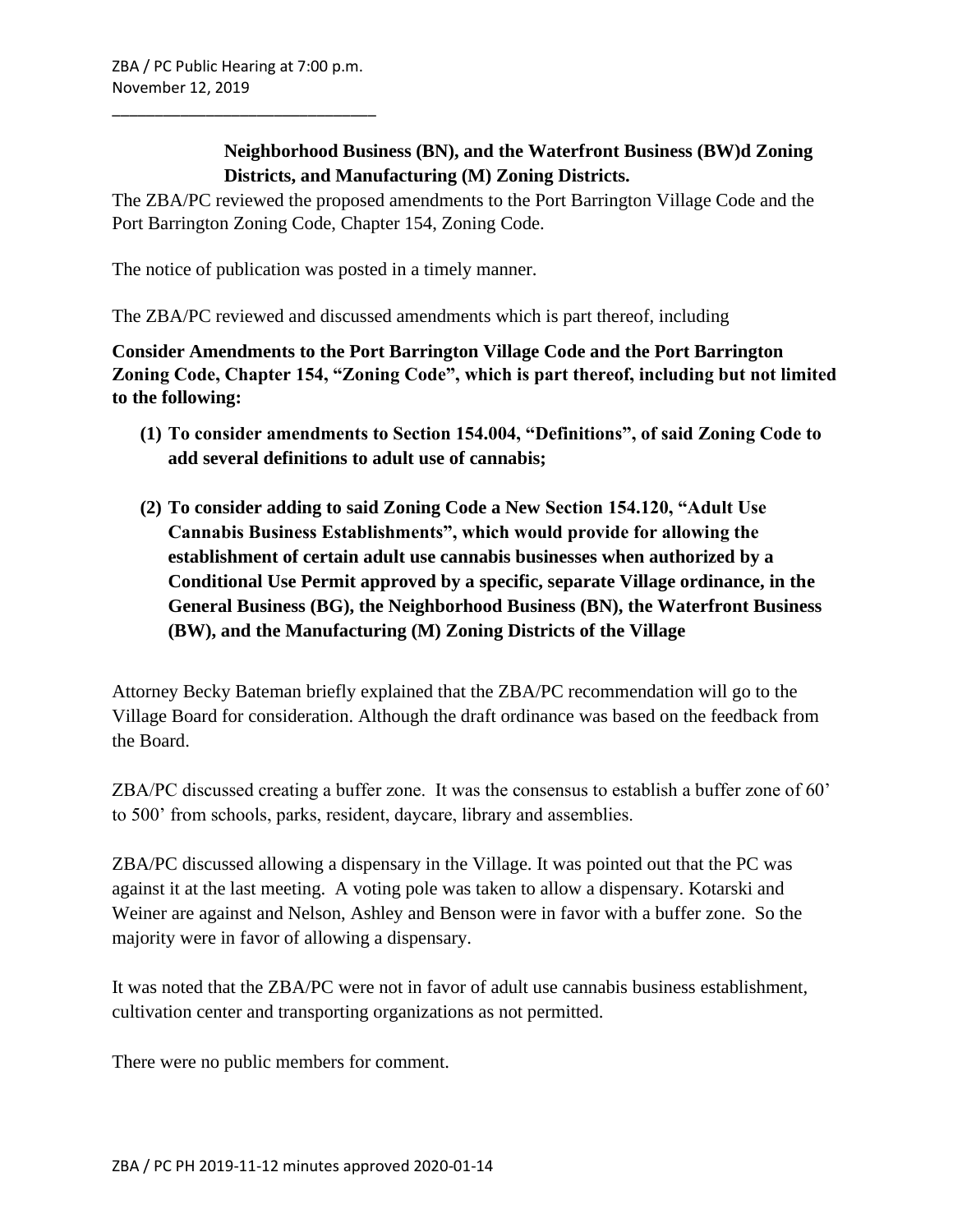**Neighborhood Business (BN), and the Waterfront Business (BW)d Zoning Districts, and Manufacturing (M) Zoning Districts.**

The ZBA/PC reviewed the proposed amendments to the Port Barrington Village Code and the Port Barrington Zoning Code, Chapter 154, Zoning Code.

The notice of publication was posted in a timely manner.

The ZBA/PC reviewed and discussed amendments which is part thereof, including

**Consider Amendments to the Port Barrington Village Code and the Port Barrington Zoning Code, Chapter 154, "Zoning Code", which is part thereof, including but not limited to the following:**

1. **To consider amendments to Section 154.004, "Definitions", of said Zoning Code to add several definitions to adult use of cannabis;**

2. **To consider adding to said Zoning Code a New Section 154.120, "Adult Use Cannabis Business Establishments", which would provide for allowing the establishment of certain adult use cannabis businesses when authorized by a Conditional Use Permit approved by a specific, separate Village ordinance, in the General Business (BG), the Neighborhood Business (BN), the Waterfront Business (BW), and the Manufacturing (M) Zoning Districts of the Village**

Attorney Becky Bateman briefly explained that the ZBA/PC recommendation will go to the Village Board for consideration. Although the draft ordinance was based on the feedback from the Board.

ZBA/PC discussed creating a buffer zone. It was the consensus to establish a buffer zone of 60' to 500' from schools, parks, resident, daycare, library and assemblies.

ZBA/PC discussed allowing a dispensary in the Village. It was pointed out that the PC was against it at the last meeting. A voting pole was taken to allow a dispensary. Kotarski and Weiner are against and Nelson, Ashley and Benson were in favor with a buffer zone. So the majority were in favor of allowing a dispensary.

It was noted that the ZBA/PC were not in favor of adult use cannabis business establishment, cultivation center and transporting organizations as not permitted.

There were no public members for comment.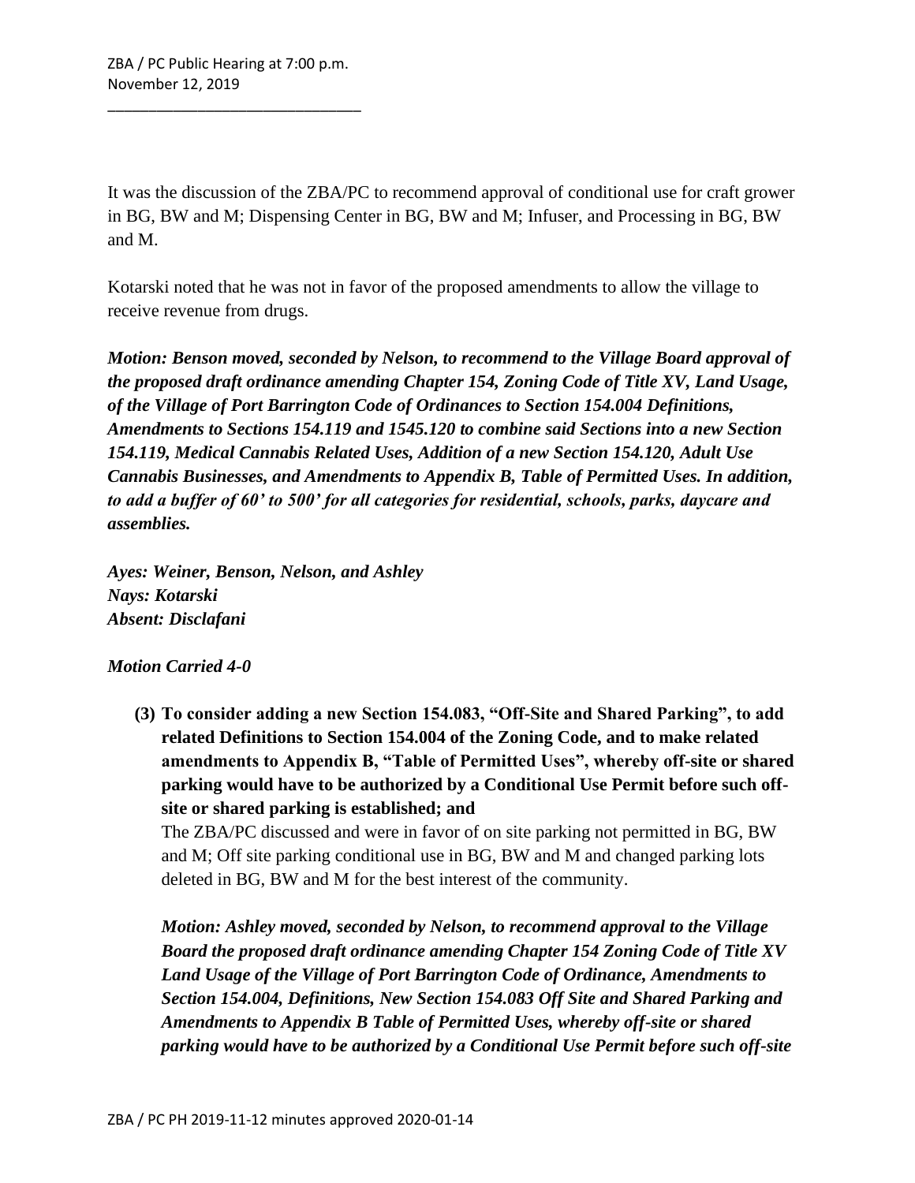It was the discussion of the ZBA/PC to recommend approval of conditional use for craft grower in BG, BW and M; Dispensing Center in BG, BW and M; Infuser, and Processing in BG, BW and M.

Kotarski noted that he was not in favor of the proposed amendments to allow the village to receive revenue from drugs.

***Motion: Benson moved, seconded by Nelson, to recommend to the Village Board approval of the proposed draft ordinance amending Chapter 154, Zoning Code of Title XV, Land Usage, of the Village of Port Barrington Code of Ordinances to Section 154.004 Definitions, Amendments to Sections 154.119 and 1545.120 to combine said Sections into a new Section 154.119, Medical Cannabis Related Uses, Addition of a new Section 154.120, Adult Use Cannabis Businesses, and Amendments to Appendix B, Table of Permitted Uses. In addition, to add a buffer of 60' to 500' for all categories for residential, schools, parks, daycare and assemblies.***

***Ayes: Weiner, Benson, Nelson, and Ashley***
***Nays: Kotarski***
***Absent: Disclafani***

***Motion Carried 4-0***

**(3) To consider adding a new Section 154.083, "Off-Site and Shared Parking", to add related Definitions to Section 154.004 of the Zoning Code, and to make related amendments to Appendix B, "Table of Permitted Uses", whereby off-site or shared parking would have to be authorized by a Conditional Use Permit before such off-site or shared parking is established; and**

The ZBA/PC discussed and were in favor of on site parking not permitted in BG, BW and M; Off site parking conditional use in BG, BW and M and changed parking lots deleted in BG, BW and M for the best interest of the community.

***Motion: Ashley moved, seconded by Nelson, to recommend approval to the Village Board the proposed draft ordinance amending Chapter 154 Zoning Code of Title XV Land Usage of the Village of Port Barrington Code of Ordinance, Amendments to Section 154.004, Definitions, New Section 154.083 Off Site and Shared Parking and Amendments to Appendix B Table of Permitted Uses, whereby off-site or shared parking would have to be authorized by a Conditional Use Permit before such off-site***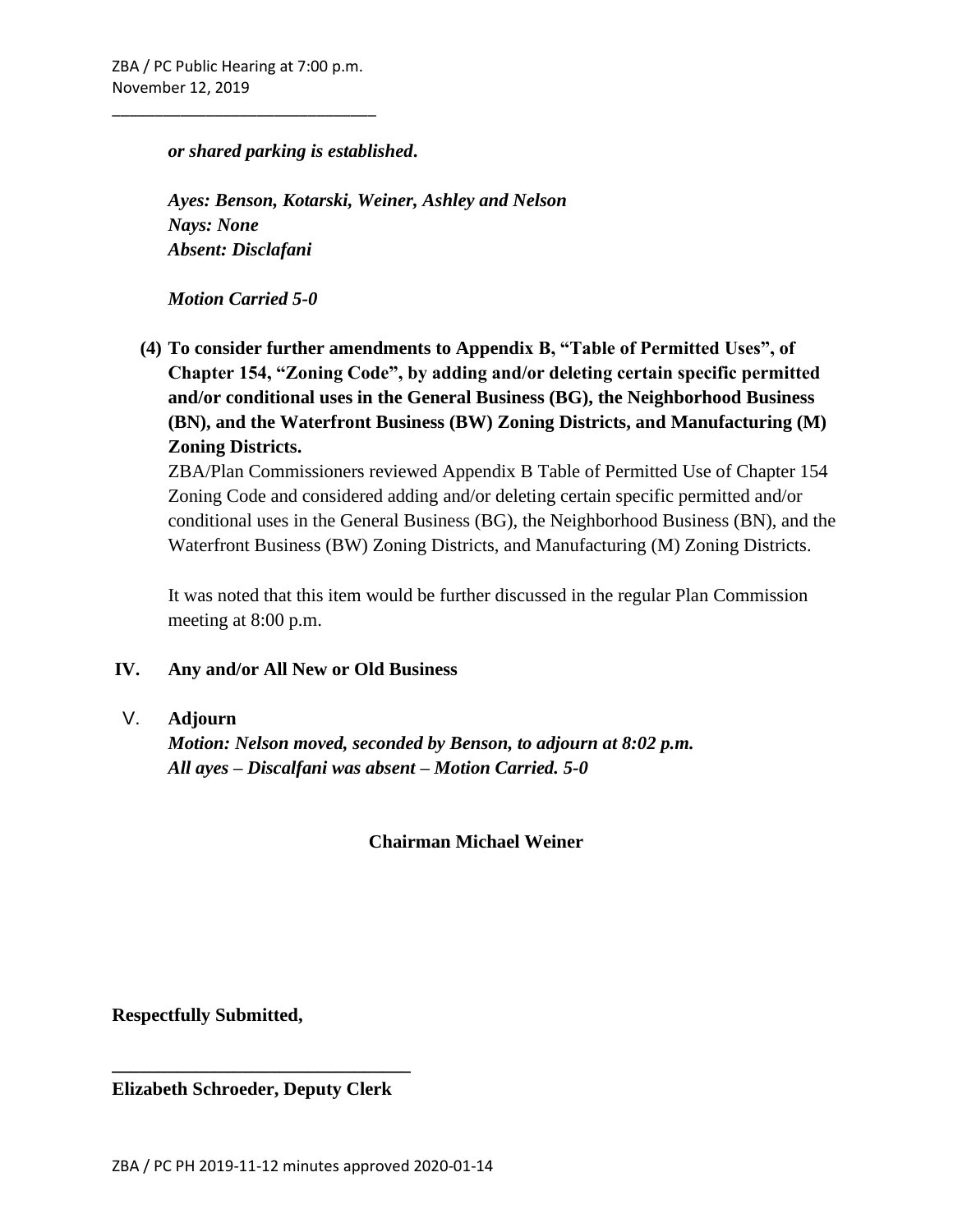***or shared parking is established.***

***Ayes: Benson, Kotarski, Weiner, Ashley and Nelson***
***Nays: None***
***Absent: Disclafani***

***Motion Carried 5-0***

**(4) To consider further amendments to Appendix B, "Table of Permitted Uses", of Chapter 154, "Zoning Code", by adding and/or deleting certain specific permitted and/or conditional uses in the General Business (BG), the Neighborhood Business (BN), and the Waterfront Business (BW) Zoning Districts, and Manufacturing (M) Zoning Districts.**

ZBA/Plan Commissioners reviewed Appendix B Table of Permitted Use of Chapter 154 Zoning Code and considered adding and/or deleting certain specific permitted and/or conditional uses in the General Business (BG), the Neighborhood Business (BN), and the Waterfront Business (BW) Zoning Districts, and Manufacturing (M) Zoning Districts.

It was noted that this item would be further discussed in the regular Plan Commission meeting at 8:00 p.m.

**IV. Any and/or All New or Old Business**

**V. Adjourn**

***Motion: Nelson moved, seconded by Benson, to adjourn at 8:02 p.m.***
***All ayes – Discalfani was absent – Motion Carried. 5-0***

**Chairman Michael Weiner**

**Respectfully Submitted,**

**________________________________**
**Elizabeth Schroeder, Deputy Clerk**

ZBA / PC PH 2019-11-12 minutes approved 2020-01-14